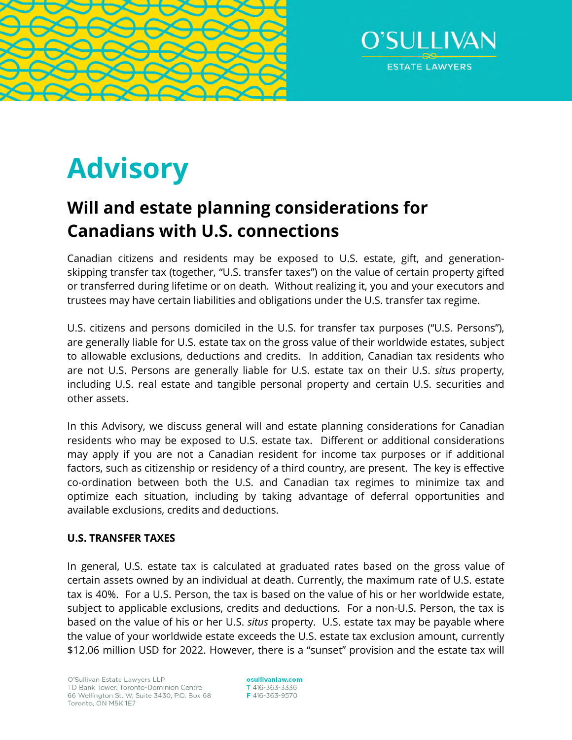# Advisory

## Will and estate planning considerations for Canadians with U.S. connections

Canadian citizens and residents may be exposed to U.S. estate, gift, and generation-skipping transfer tax (together, "U.S. transfer taxes") on the value of certain property gifted or transferred during lifetime or on death. Without realizing it, you and your executors and trustees may have certain liabilities and obligations under the U.S. transfer tax regime.

U.S. citizens and persons domiciled in the U.S. for transfer tax purposes ("U.S. Persons"), are generally liable for U.S. estate tax on the gross value of their worldwide estates, subject to allowable exclusions, deductions and credits. In addition, Canadian tax residents who are not U.S. Persons are generally liable for U.S. estate tax on their U.S. *situs* property, including U.S. real estate and tangible personal property and certain U.S. securities and other assets.

In this Advisory, we discuss general will and estate planning considerations for Canadian residents who may be exposed to U.S. estate tax. Different or additional considerations may apply if you are not a Canadian resident for income tax purposes or if additional factors, such as citizenship or residency of a third country, are present. The key is effective co-ordination between both the U.S. and Canadian tax regimes to minimize tax and optimize each situation, including by taking advantage of deferral opportunities and available exclusions, credits and deductions.

**U.S. TRANSFER TAXES**

In general, U.S. estate tax is calculated at graduated rates based on the gross value of certain assets owned by an individual at death. Currently, the maximum rate of U.S. estate tax is 40%. For a U.S. Person, the tax is based on the value of his or her worldwide estate, subject to applicable exclusions, credits and deductions. For a non-U.S. Person, the tax is based on the value of his or her U.S. *situs* property. U.S. estate tax may be payable where the value of your worldwide estate exceeds the U.S. estate tax exclusion amount, currently $12.06 million USD for 2022. However, there is a "sunset" provision and the estate tax will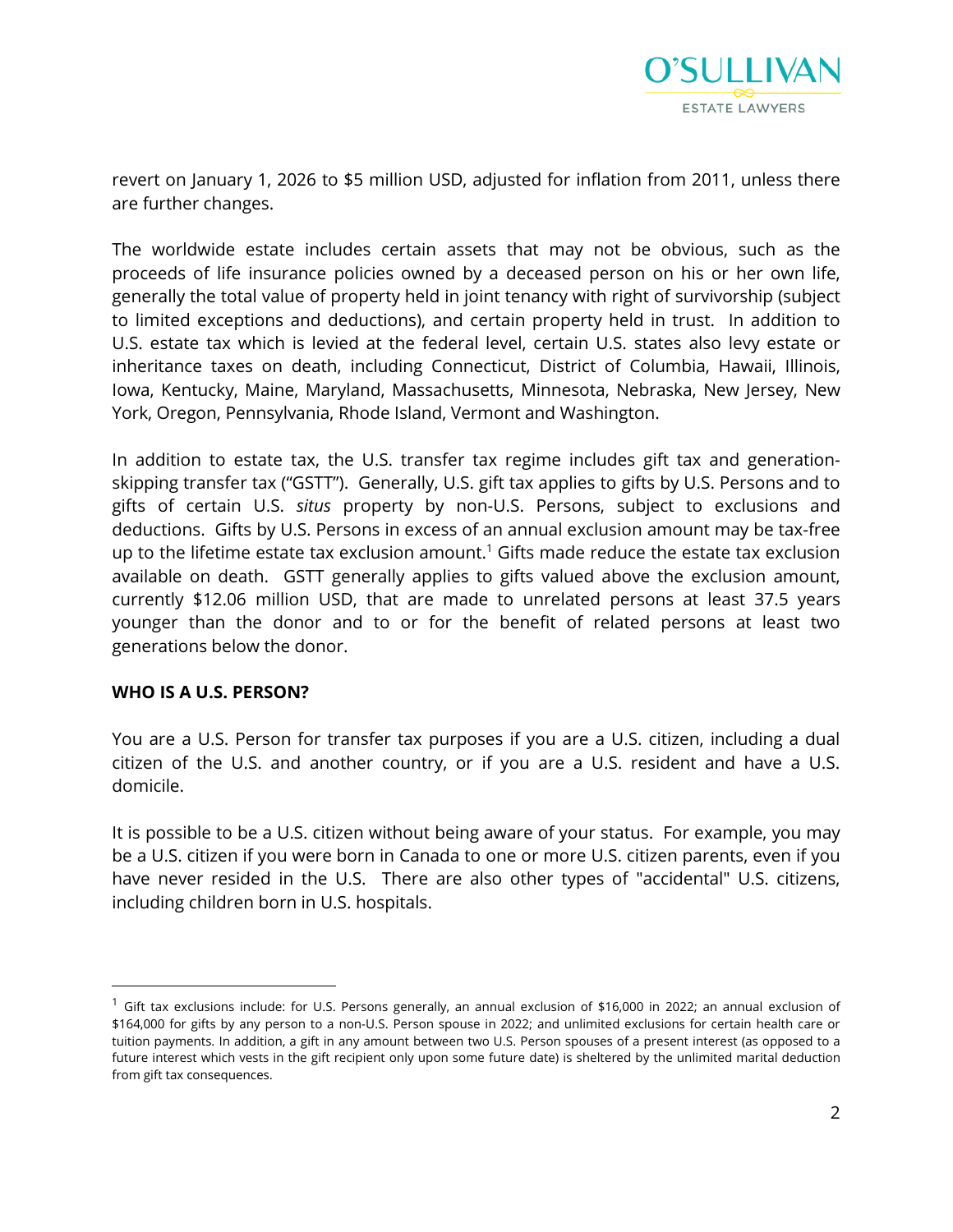revert on January 1, 2026 to $5 million USD, adjusted for inflation from 2011, unless there are further changes.

The worldwide estate includes certain assets that may not be obvious, such as the proceeds of life insurance policies owned by a deceased person on his or her own life, generally the total value of property held in joint tenancy with right of survivorship (subject to limited exceptions and deductions), and certain property held in trust. In addition to U.S. estate tax which is levied at the federal level, certain U.S. states also levy estate or inheritance taxes on death, including Connecticut, District of Columbia, Hawaii, Illinois, Iowa, Kentucky, Maine, Maryland, Massachusetts, Minnesota, Nebraska, New Jersey, New York, Oregon, Pennsylvania, Rhode Island, Vermont and Washington.

In addition to estate tax, the U.S. transfer tax regime includes gift tax and generation-skipping transfer tax ("GSTT"). Generally, U.S. gift tax applies to gifts by U.S. Persons and to gifts of certain U.S. *situs* property by non-U.S. Persons, subject to exclusions and deductions. Gifts by U.S. Persons in excess of an annual exclusion amount may be tax-free up to the lifetime estate tax exclusion amount.[1] Gifts made reduce the estate tax exclusion available on death. GSTT generally applies to gifts valued above the exclusion amount, currently $12.06 million USD, that are made to unrelated persons at least 37.5 years younger than the donor and to or for the benefit of related persons at least two generations below the donor.

**WHO IS A U.S. PERSON?**

You are a U.S. Person for transfer tax purposes if you are a U.S. citizen, including a dual citizen of the U.S. and another country, or if you are a U.S. resident and have a U.S. domicile.

It is possible to be a U.S. citizen without being aware of your status. For example, you may be a U.S. citizen if you were born in Canada to one or more U.S. citizen parents, even if you have never resided in the U.S. There are also other types of "accidental" U.S. citizens, including children born in U.S. hospitals.

---

[1] Gift tax exclusions include: for U.S. Persons generally, an annual exclusion of $16,000 in 2022; an annual exclusion of $164,000 for gifts by any person to a non-U.S. Person spouse in 2022; and unlimited exclusions for certain health care or tuition payments. In addition, a gift in any amount between two U.S. Person spouses of a present interest (as opposed to a future interest which vests in the gift recipient only upon some future date) is sheltered by the unlimited marital deduction from gift tax consequences.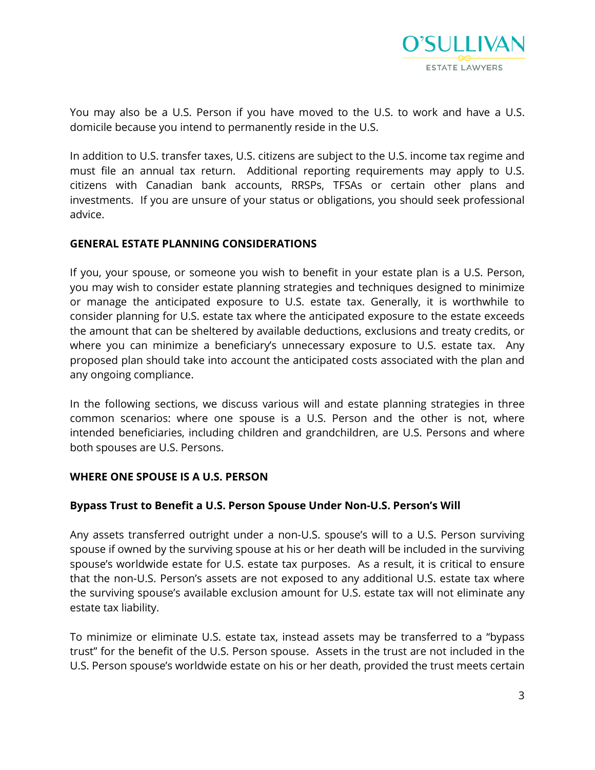You may also be a U.S. Person if you have moved to the U.S. to work and have a U.S. domicile because you intend to permanently reside in the U.S.

In addition to U.S. transfer taxes, U.S. citizens are subject to the U.S. income tax regime and must file an annual tax return. Additional reporting requirements may apply to U.S. citizens with Canadian bank accounts, RRSPs, TFSAs or certain other plans and investments. If you are unsure of your status or obligations, you should seek professional advice.

## GENERAL ESTATE PLANNING CONSIDERATIONS

If you, your spouse, or someone you wish to benefit in your estate plan is a U.S. Person, you may wish to consider estate planning strategies and techniques designed to minimize or manage the anticipated exposure to U.S. estate tax. Generally, it is worthwhile to consider planning for U.S. estate tax where the anticipated exposure to the estate exceeds the amount that can be sheltered by available deductions, exclusions and treaty credits, or where you can minimize a beneficiary's unnecessary exposure to U.S. estate tax. Any proposed plan should take into account the anticipated costs associated with the plan and any ongoing compliance.

In the following sections, we discuss various will and estate planning strategies in three common scenarios: where one spouse is a U.S. Person and the other is not, where intended beneficiaries, including children and grandchildren, are U.S. Persons and where both spouses are U.S. Persons.

## WHERE ONE SPOUSE IS A U.S. PERSON

### Bypass Trust to Benefit a U.S. Person Spouse Under Non-U.S. Person's Will

Any assets transferred outright under a non-U.S. spouse's will to a U.S. Person surviving spouse if owned by the surviving spouse at his or her death will be included in the surviving spouse's worldwide estate for U.S. estate tax purposes. As a result, it is critical to ensure that the non-U.S. Person's assets are not exposed to any additional U.S. estate tax where the surviving spouse's available exclusion amount for U.S. estate tax will not eliminate any estate tax liability.

To minimize or eliminate U.S. estate tax, instead assets may be transferred to a "bypass trust" for the benefit of the U.S. Person spouse. Assets in the trust are not included in the U.S. Person spouse's worldwide estate on his or her death, provided the trust meets certain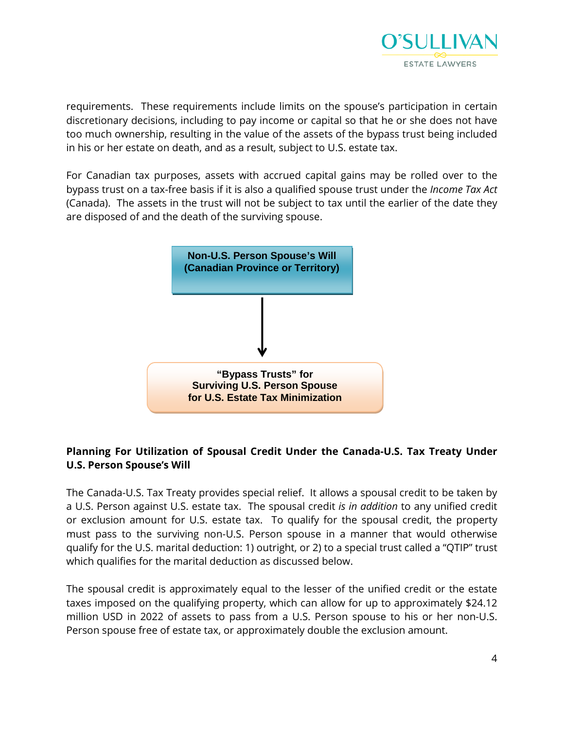requirements. These requirements include limits on the spouse's participation in certain discretionary decisions, including to pay income or capital so that he or she does not have too much ownership, resulting in the value of the assets of the bypass trust being included in his or her estate on death, and as a result, subject to U.S. estate tax.

For Canadian tax purposes, assets with accrued capital gains may be rolled over to the bypass trust on a tax-free basis if it is also a qualified spouse trust under the *Income Tax Act* (Canada). The assets in the trust will not be subject to tax until the earlier of the date they are disposed of and the death of the surviving spouse.

**Non-U.S. Person Spouse's Will (Canadian Province or Territory)**

↓

**"Bypass Trusts" for Surviving U.S. Person Spouse for U.S. Estate Tax Minimization**

**Planning For Utilization of Spousal Credit Under the Canada-U.S. Tax Treaty Under U.S. Person Spouse's Will**

The Canada-U.S. Tax Treaty provides special relief. It allows a spousal credit to be taken by a U.S. Person against U.S. estate tax. The spousal credit *is in addition* to any unified credit or exclusion amount for U.S. estate tax. To qualify for the spousal credit, the property must pass to the surviving non-U.S. Person spouse in a manner that would otherwise qualify for the U.S. marital deduction: 1) outright, or 2) to a special trust called a "QTIP" trust which qualifies for the marital deduction as discussed below.

The spousal credit is approximately equal to the lesser of the unified credit or the estate taxes imposed on the qualifying property, which can allow for up to approximately $24.12 million USD in 2022 of assets to pass from a U.S. Person spouse to his or her non-U.S. Person spouse free of estate tax, or approximately double the exclusion amount.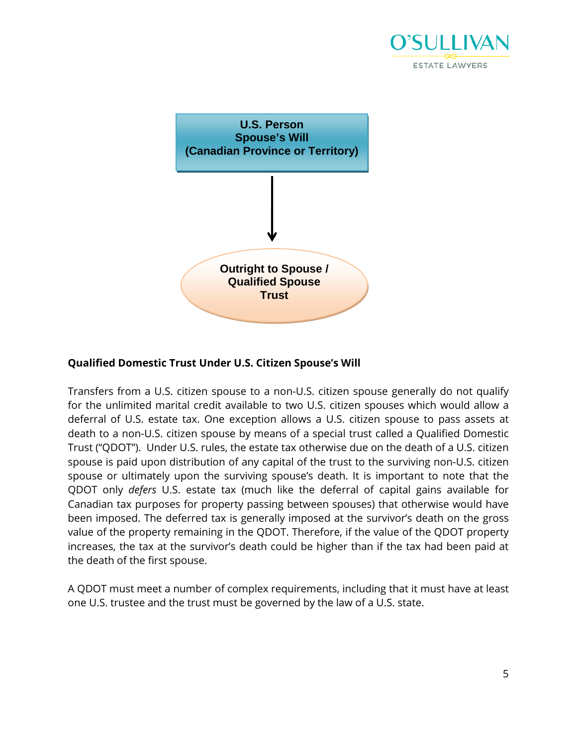**U.S. Person**
**Spouse's Will**
**(Canadian Province or Territory)**

↓

**Outright to Spouse / Qualified Spouse Trust**

### Qualified Domestic Trust Under U.S. Citizen Spouse's Will

Transfers from a U.S. citizen spouse to a non-U.S. citizen spouse generally do not qualify for the unlimited marital credit available to two U.S. citizen spouses which would allow a deferral of U.S. estate tax. One exception allows a U.S. citizen spouse to pass assets at death to a non-U.S. citizen spouse by means of a special trust called a Qualified Domestic Trust ("QDOT"). Under U.S. rules, the estate tax otherwise due on the death of a U.S. citizen spouse is paid upon distribution of any capital of the trust to the surviving non-U.S. citizen spouse or ultimately upon the surviving spouse's death. It is important to note that the QDOT only *defers* U.S. estate tax (much like the deferral of capital gains available for Canadian tax purposes for property passing between spouses) that otherwise would have been imposed. The deferred tax is generally imposed at the survivor's death on the gross value of the property remaining in the QDOT. Therefore, if the value of the QDOT property increases, the tax at the survivor's death could be higher than if the tax had been paid at the death of the first spouse.

A QDOT must meet a number of complex requirements, including that it must have at least one U.S. trustee and the trust must be governed by the law of a U.S. state.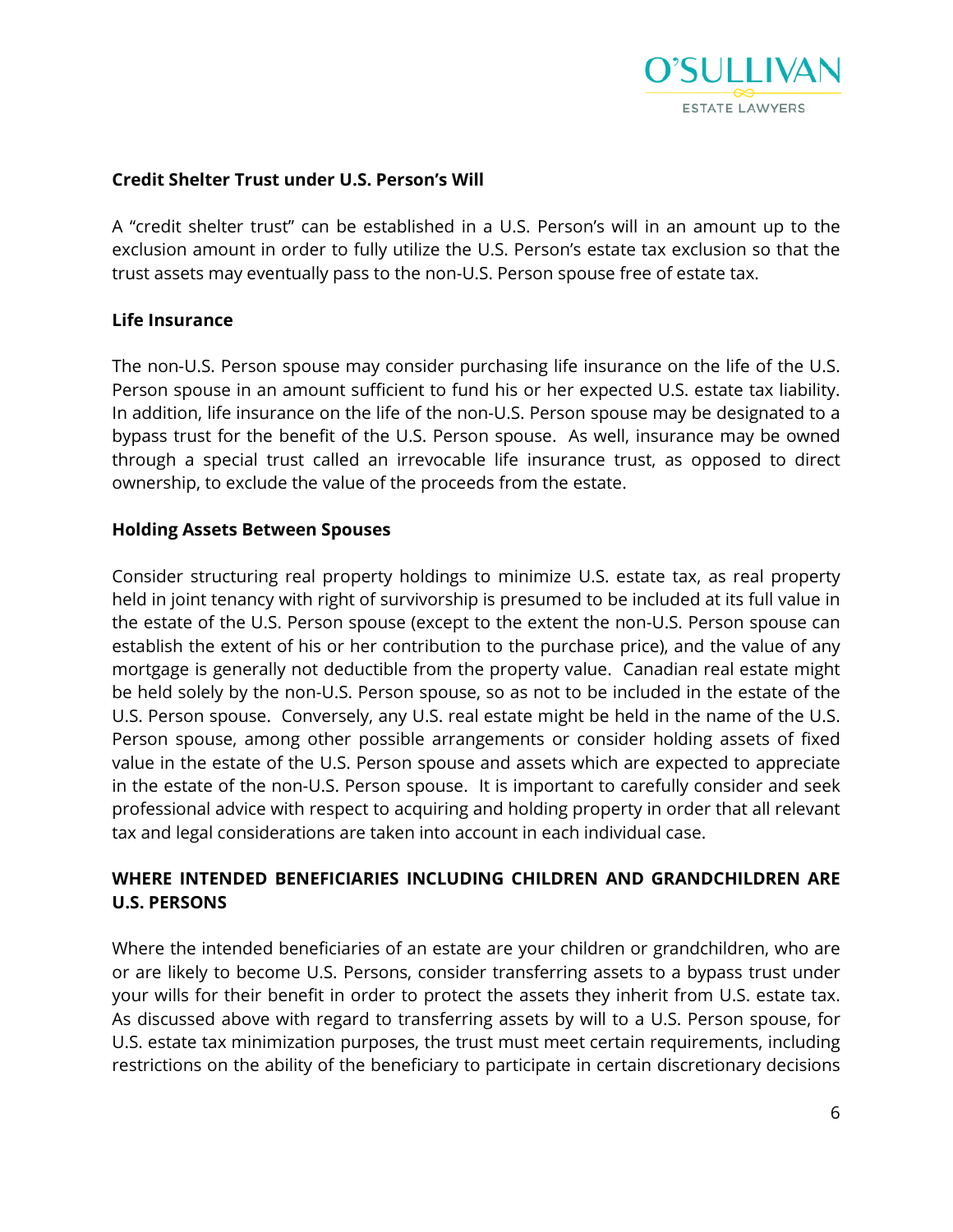### Credit Shelter Trust under U.S. Person's Will

A "credit shelter trust" can be established in a U.S. Person's will in an amount up to the exclusion amount in order to fully utilize the U.S. Person's estate tax exclusion so that the trust assets may eventually pass to the non-U.S. Person spouse free of estate tax.

### Life Insurance

The non-U.S. Person spouse may consider purchasing life insurance on the life of the U.S. Person spouse in an amount sufficient to fund his or her expected U.S. estate tax liability. In addition, life insurance on the life of the non-U.S. Person spouse may be designated to a bypass trust for the benefit of the U.S. Person spouse. As well, insurance may be owned through a special trust called an irrevocable life insurance trust, as opposed to direct ownership, to exclude the value of the proceeds from the estate.

### Holding Assets Between Spouses

Consider structuring real property holdings to minimize U.S. estate tax, as real property held in joint tenancy with right of survivorship is presumed to be included at its full value in the estate of the U.S. Person spouse (except to the extent the non-U.S. Person spouse can establish the extent of his or her contribution to the purchase price), and the value of any mortgage is generally not deductible from the property value. Canadian real estate might be held solely by the non-U.S. Person spouse, so as not to be included in the estate of the U.S. Person spouse. Conversely, any U.S. real estate might be held in the name of the U.S. Person spouse, among other possible arrangements or consider holding assets of fixed value in the estate of the U.S. Person spouse and assets which are expected to appreciate in the estate of the non-U.S. Person spouse. It is important to carefully consider and seek professional advice with respect to acquiring and holding property in order that all relevant tax and legal considerations are taken into account in each individual case.

## WHERE INTENDED BENEFICIARIES INCLUDING CHILDREN AND GRANDCHILDREN ARE U.S. PERSONS

Where the intended beneficiaries of an estate are your children or grandchildren, who are or are likely to become U.S. Persons, consider transferring assets to a bypass trust under your wills for their benefit in order to protect the assets they inherit from U.S. estate tax. As discussed above with regard to transferring assets by will to a U.S. Person spouse, for U.S. estate tax minimization purposes, the trust must meet certain requirements, including restrictions on the ability of the beneficiary to participate in certain discretionary decisions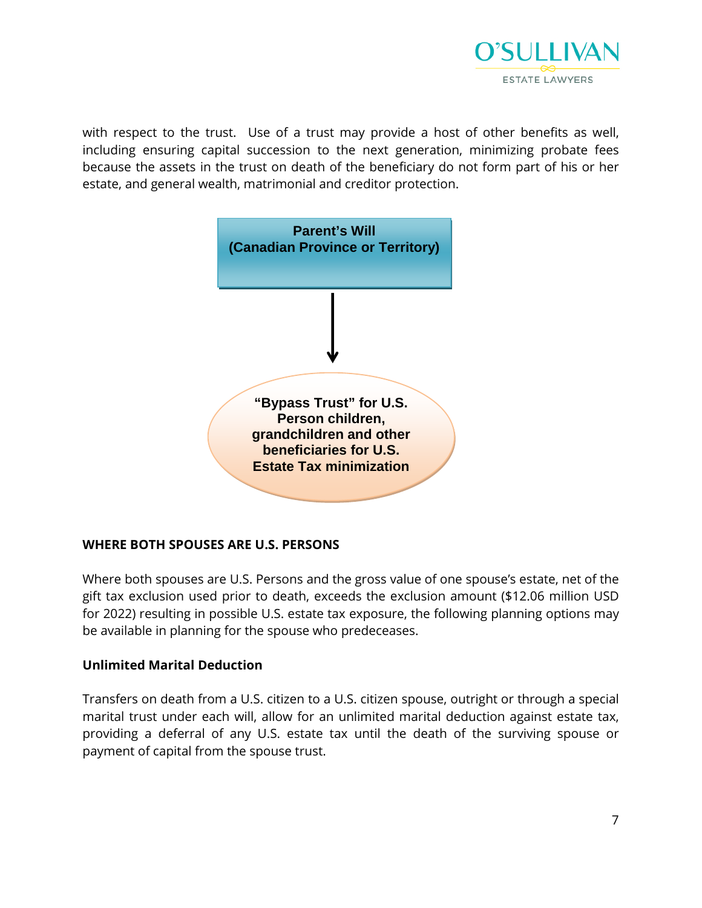with respect to the trust. Use of a trust may provide a host of other benefits as well, including ensuring capital succession to the next generation, minimizing probate fees because the assets in the trust on death of the beneficiary do not form part of his or her estate, and general wealth, matrimonial and creditor protection.

**Parent's Will**
**(Canadian Province or Territory)**

↓

**"Bypass Trust" for U.S. Person children, grandchildren and other beneficiaries for U.S. Estate Tax minimization**

**WHERE BOTH SPOUSES ARE U.S. PERSONS**

Where both spouses are U.S. Persons and the gross value of one spouse's estate, net of the gift tax exclusion used prior to death, exceeds the exclusion amount ($12.06 million USD for 2022) resulting in possible U.S. estate tax exposure, the following planning options may be available in planning for the spouse who predeceases.

**Unlimited Marital Deduction**

Transfers on death from a U.S. citizen to a U.S. citizen spouse, outright or through a special marital trust under each will, allow for an unlimited marital deduction against estate tax, providing a deferral of any U.S. estate tax until the death of the surviving spouse or payment of capital from the spouse trust.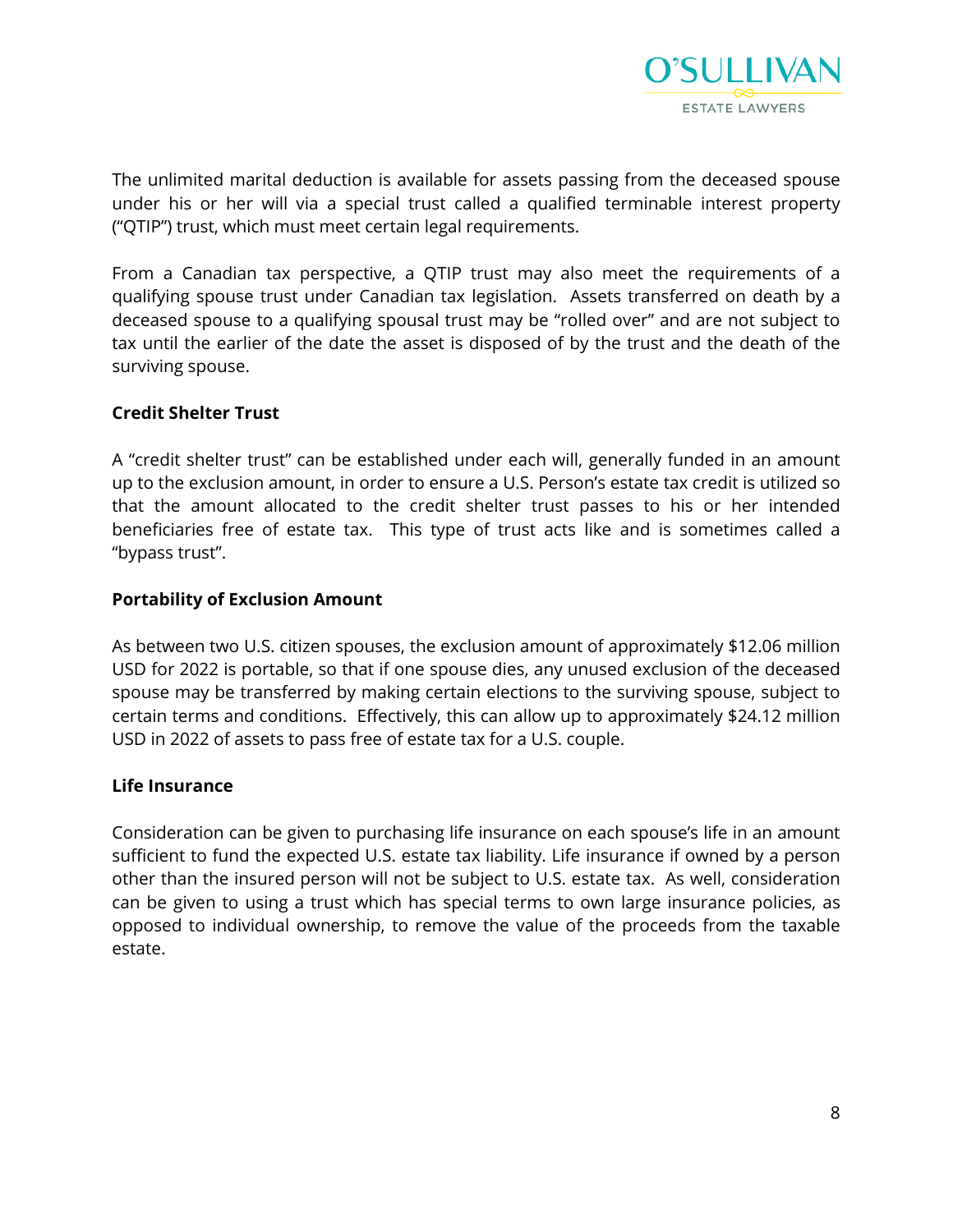The unlimited marital deduction is available for assets passing from the deceased spouse under his or her will via a special trust called a qualified terminable interest property ("QTIP") trust, which must meet certain legal requirements.

From a Canadian tax perspective, a QTIP trust may also meet the requirements of a qualifying spouse trust under Canadian tax legislation. Assets transferred on death by a deceased spouse to a qualifying spousal trust may be "rolled over" and are not subject to tax until the earlier of the date the asset is disposed of by the trust and the death of the surviving spouse.

**Credit Shelter Trust**

A "credit shelter trust" can be established under each will, generally funded in an amount up to the exclusion amount, in order to ensure a U.S. Person's estate tax credit is utilized so that the amount allocated to the credit shelter trust passes to his or her intended beneficiaries free of estate tax. This type of trust acts like and is sometimes called a "bypass trust".

**Portability of Exclusion Amount**

As between two U.S. citizen spouses, the exclusion amount of approximately $12.06 million USD for 2022 is portable, so that if one spouse dies, any unused exclusion of the deceased spouse may be transferred by making certain elections to the surviving spouse, subject to certain terms and conditions. Effectively, this can allow up to approximately $24.12 million USD in 2022 of assets to pass free of estate tax for a U.S. couple.

**Life Insurance**

Consideration can be given to purchasing life insurance on each spouse's life in an amount sufficient to fund the expected U.S. estate tax liability. Life insurance if owned by a person other than the insured person will not be subject to U.S. estate tax. As well, consideration can be given to using a trust which has special terms to own large insurance policies, as opposed to individual ownership, to remove the value of the proceeds from the taxable estate.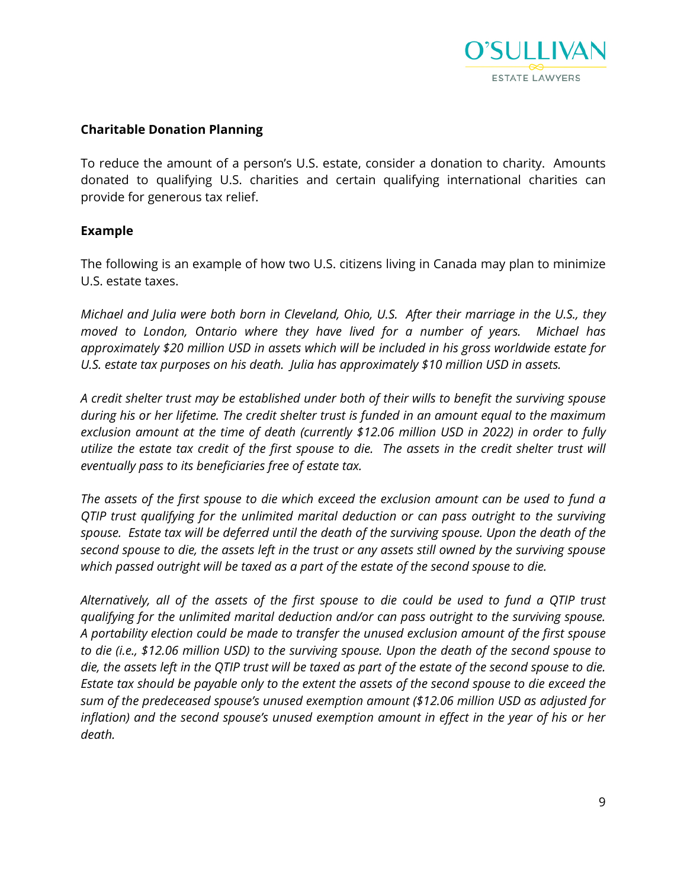**Charitable Donation Planning**

To reduce the amount of a person's U.S. estate, consider a donation to charity. Amounts donated to qualifying U.S. charities and certain qualifying international charities can provide for generous tax relief.

**Example**

The following is an example of how two U.S. citizens living in Canada may plan to minimize U.S. estate taxes.

*Michael and Julia were both born in Cleveland, Ohio, U.S. After their marriage in the U.S., they moved to London, Ontario where they have lived for a number of years. Michael has approximately $20 million USD in assets which will be included in his gross worldwide estate for U.S. estate tax purposes on his death. Julia has approximately $10 million USD in assets.*

*A credit shelter trust may be established under both of their wills to benefit the surviving spouse during his or her lifetime. The credit shelter trust is funded in an amount equal to the maximum exclusion amount at the time of death (currently $12.06 million USD in 2022) in order to fully utilize the estate tax credit of the first spouse to die. The assets in the credit shelter trust will eventually pass to its beneficiaries free of estate tax.*

*The assets of the first spouse to die which exceed the exclusion amount can be used to fund a QTIP trust qualifying for the unlimited marital deduction or can pass outright to the surviving spouse. Estate tax will be deferred until the death of the surviving spouse. Upon the death of the second spouse to die, the assets left in the trust or any assets still owned by the surviving spouse which passed outright will be taxed as a part of the estate of the second spouse to die.*

*Alternatively, all of the assets of the first spouse to die could be used to fund a QTIP trust qualifying for the unlimited marital deduction and/or can pass outright to the surviving spouse. A portability election could be made to transfer the unused exclusion amount of the first spouse to die (i.e., $12.06 million USD) to the surviving spouse. Upon the death of the second spouse to die, the assets left in the QTIP trust will be taxed as part of the estate of the second spouse to die. Estate tax should be payable only to the extent the assets of the second spouse to die exceed the sum of the predeceased spouse's unused exemption amount ($12.06 million USD as adjusted for inflation) and the second spouse's unused exemption amount in effect in the year of his or her death.*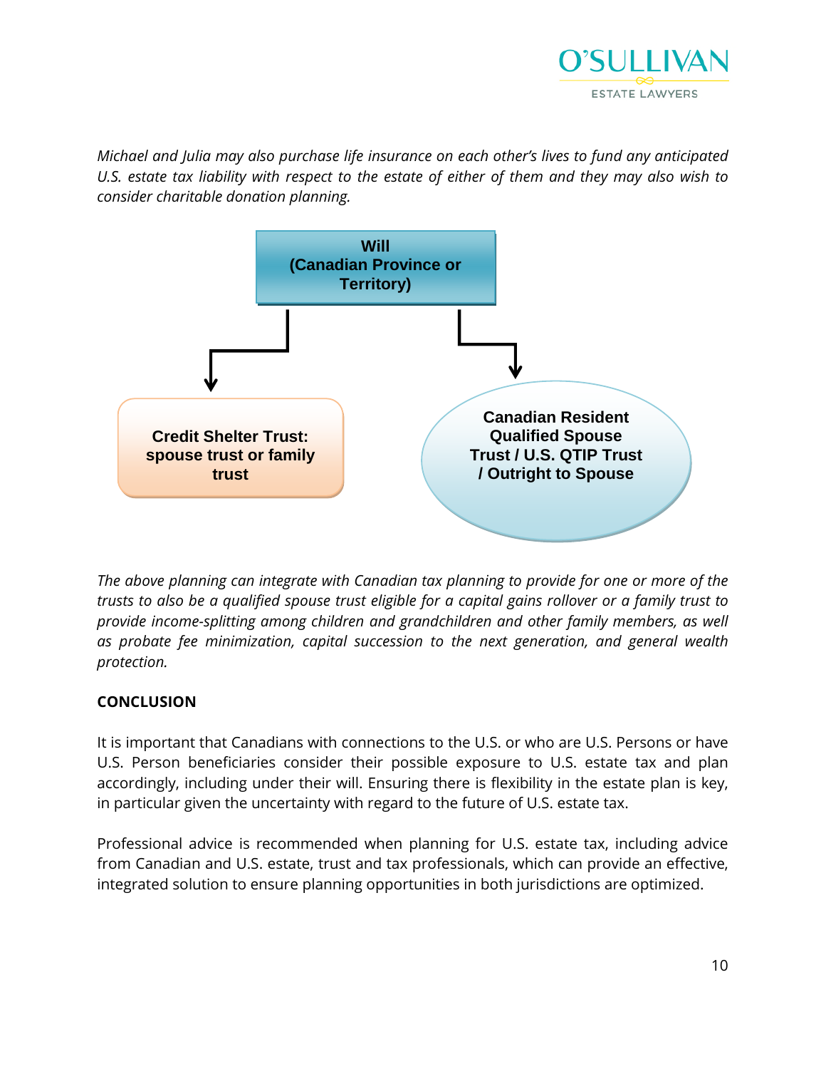*Michael and Julia may also purchase life insurance on each other's lives to fund any anticipated U.S. estate tax liability with respect to the estate of either of them and they may also wish to consider charitable donation planning.*

**Will (Canadian Province or Territory)**

**Credit Shelter Trust: spouse trust or family trust**

**Canadian Resident Qualified Spouse Trust / U.S. QTIP Trust / Outright to Spouse**

*The above planning can integrate with Canadian tax planning to provide for one or more of the trusts to also be a qualified spouse trust eligible for a capital gains rollover or a family trust to provide income-splitting among children and grandchildren and other family members, as well as probate fee minimization, capital succession to the next generation, and general wealth protection.*

## CONCLUSION

It is important that Canadians with connections to the U.S. or who are U.S. Persons or have U.S. Person beneficiaries consider their possible exposure to U.S. estate tax and plan accordingly, including under their will. Ensuring there is flexibility in the estate plan is key, in particular given the uncertainty with regard to the future of U.S. estate tax.

Professional advice is recommended when planning for U.S. estate tax, including advice from Canadian and U.S. estate, trust and tax professionals, which can provide an effective, integrated solution to ensure planning opportunities in both jurisdictions are optimized.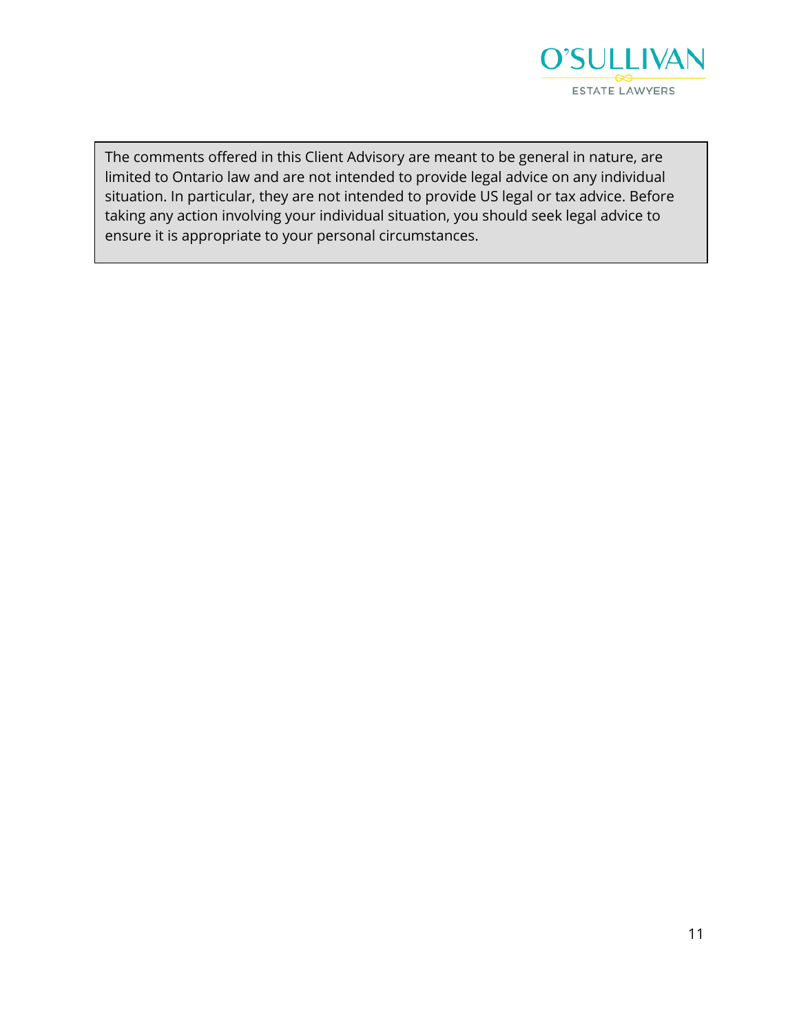The comments offered in this Client Advisory are meant to be general in nature, are limited to Ontario law and are not intended to provide legal advice on any individual situation. In particular, they are not intended to provide US legal or tax advice. Before taking any action involving your individual situation, you should seek legal advice to ensure it is appropriate to your personal circumstances.